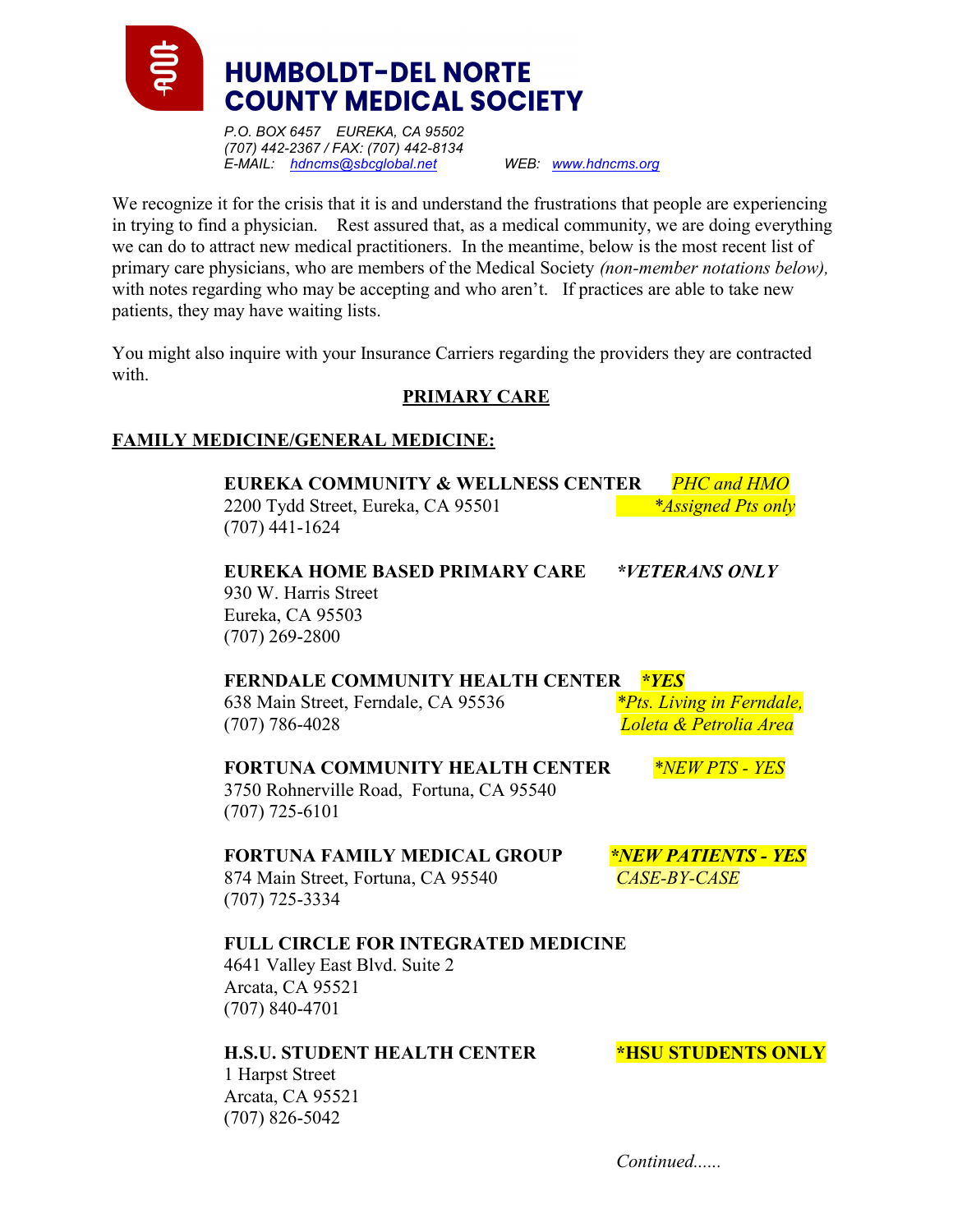# HUMBOLDT-DEL NORTE COUNTY MEDICAL SOCIETY

*P.O. BOX 6457 EUREKA, CA 95502*
*(707) 442-2367 / FAX: (707) 442-8134*
*E-MAIL: hdncms@sbcglobal.net* *WEB: www.hdncms.org*

We recognize it for the crisis that it is and understand the frustrations that people are experiencing in trying to find a physician. Rest assured that, as a medical community, we are doing everything we can do to attract new medical practitioners. In the meantime, below is the most recent list of primary care physicians, who are members of the Medical Society *(non-member notations below),* with notes regarding who may be accepting and who aren't. If practices are able to take new patients, they may have waiting lists.

You might also inquire with your Insurance Carriers regarding the providers they are contracted with.

## PRIMARY CARE

### FAMILY MEDICINE/GENERAL MEDICINE:

**EUREKA COMMUNITY & WELLNESS CENTER** *PHC and HMO*
2200 Tydd Street, Eureka, CA 95501 *\*Assigned Pts only*
(707) 441-1624

**EUREKA HOME BASED PRIMARY CARE** ***VETERANS ONLY***
930 W. Harris Street
Eureka, CA 95503
(707) 269-2800

**FERNDALE COMMUNITY HEALTH CENTER** ***YES***
638 Main Street, Ferndale, CA 95536 **Pts. Living in Ferndale,*
(707) 786-4028 *Loleta & Petrolia Area*

**FORTUNA COMMUNITY HEALTH CENTER** **NEW PTS - YES*
3750 Rohnerville Road, Fortuna, CA 95540
(707) 725-6101

**FORTUNA FAMILY MEDICAL GROUP** ***NEW PATIENTS - YES***
874 Main Street, Fortuna, CA 95540 *CASE-BY-CASE*
(707) 725-3334

**FULL CIRCLE FOR INTEGRATED MEDICINE**
4641 Valley East Blvd. Suite 2
Arcata, CA 95521
(707) 840-4701

**H.S.U. STUDENT HEALTH CENTER** ***HSU STUDENTS ONLY**
1 Harpst Street
Arcata, CA 95521
(707) 826-5042

*Continued......*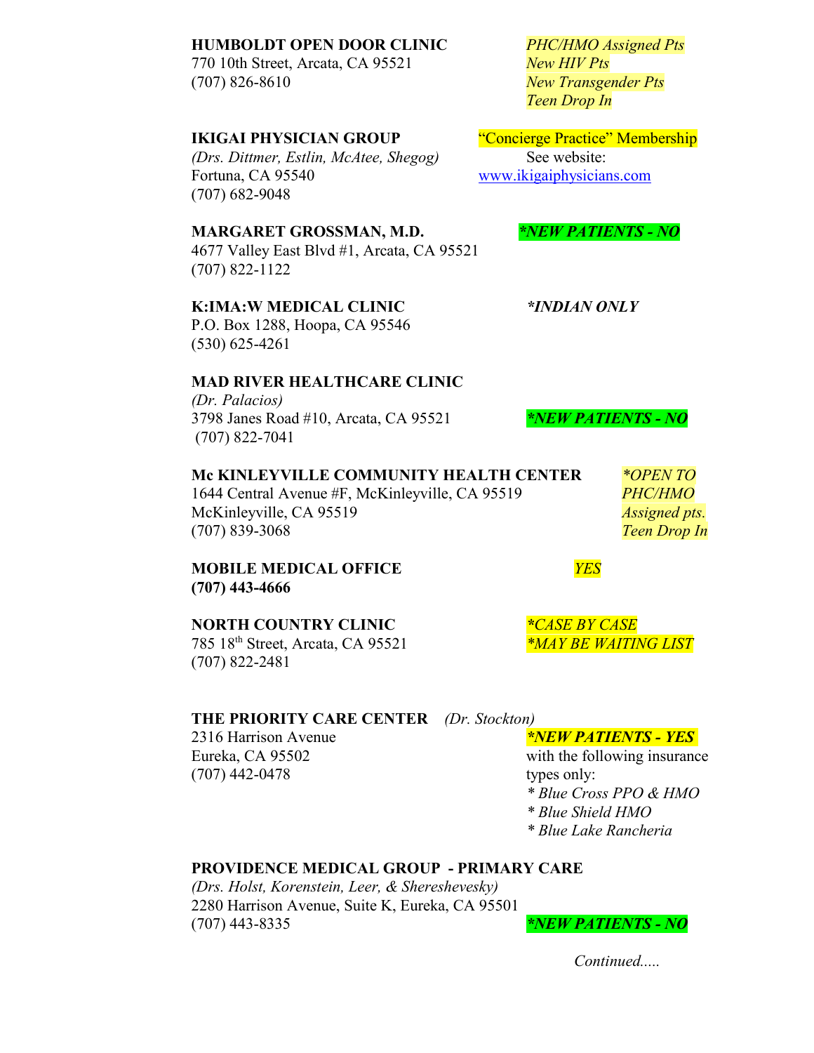**HUMBOLDT OPEN DOOR CLINIC**
770 10th Street, Arcata, CA 95521
(707) 826-8610

*PHC/HMO Assigned Pts*
*New HIV Pts*
*New Transgender Pts*
*Teen Drop In*

**IKIGAI PHYSICIAN GROUP**
*(Drs. Dittmer, Estlin, McAtee, Shegog)*
Fortuna, CA 95540
(707) 682-9048

"Concierge Practice" Membership
See website:
www.ikigaiphysicians.com

**MARGARET GROSSMAN, M.D.**
4677 Valley East Blvd #1, Arcata, CA 95521
(707) 822-1122

***NEW PATIENTS - NO***

**K:IMA:W MEDICAL CLINIC**
P.O. Box 1288, Hoopa, CA 95546
(530) 625-4261

***INDIAN ONLY***

**MAD RIVER HEALTHCARE CLINIC**
*(Dr. Palacios)*
3798 Janes Road #10, Arcata, CA 95521
(707) 822-7041

***NEW PATIENTS - NO***

**Mc KINLEYVILLE COMMUNITY HEALTH CENTER**
1644 Central Avenue #F, McKinleyville, CA 95519
McKinleyville, CA 95519
(707) 839-3068

**OPEN TO PHC/HMO Assigned pts.*
*Teen Drop In*

**MOBILE MEDICAL OFFICE**
**(707) 443-4666**

*YES*

**NORTH COUNTRY CLINIC**
785 18th Street, Arcata, CA 95521
(707) 822-2481

**CASE BY CASE*
**MAY BE WAITING LIST*

**THE PRIORITY CARE CENTER** *(Dr. Stockton)*
2316 Harrison Avenue
Eureka, CA 95502
(707) 442-0478

**NEW PATIENTS - YES*
with the following insurance types only:
*\* Blue Cross PPO & HMO*
*\* Blue Shield HMO*
*\* Blue Lake Rancheria*

**PROVIDENCE MEDICAL GROUP - PRIMARY CARE**
*(Drs. Holst, Korenstein, Leer, & Shereshevesky)*
2280 Harrison Avenue, Suite K, Eureka, CA 95501
(707) 443-8335

***NEW PATIENTS - NO***

*Continued.....*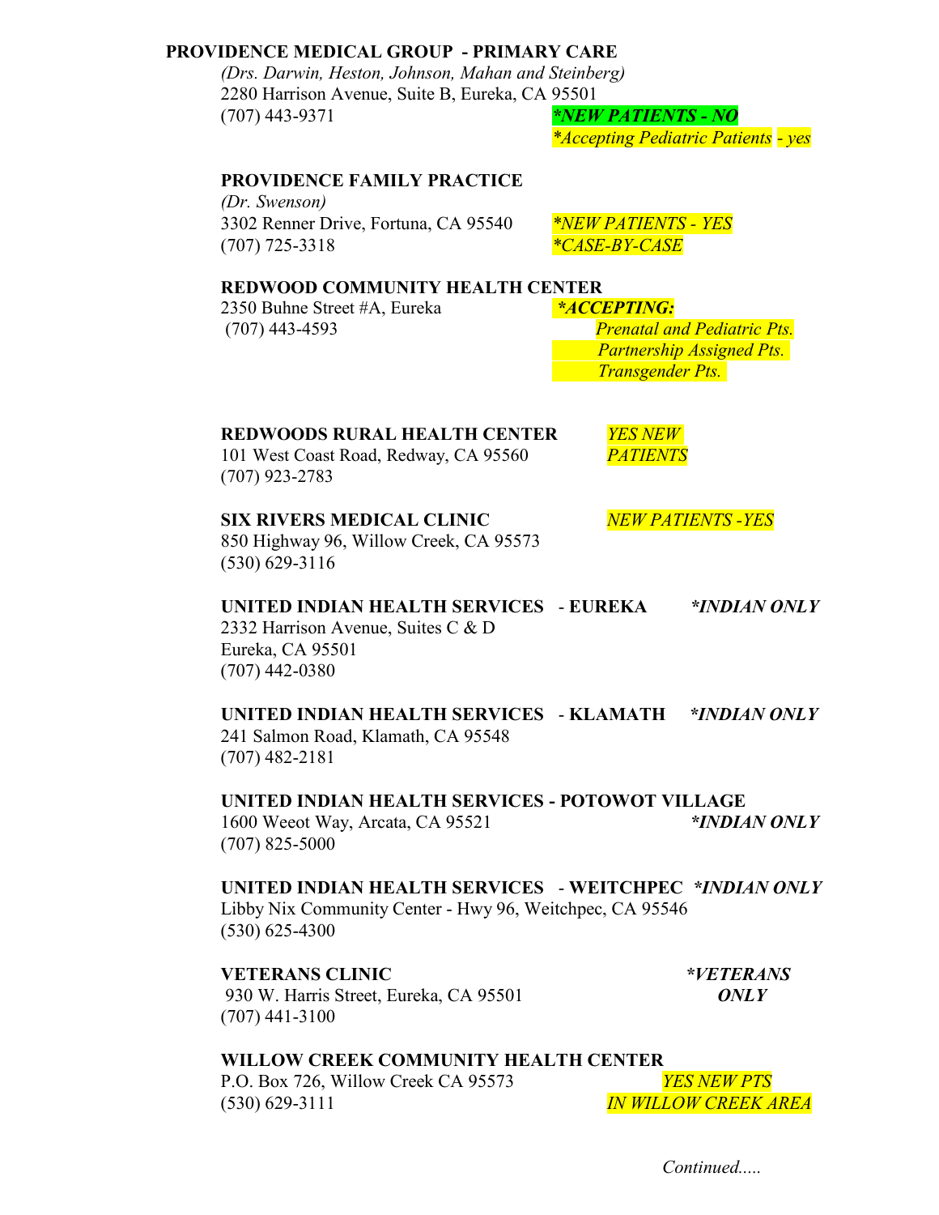**PROVIDENCE MEDICAL GROUP - PRIMARY CARE**
*(Drs. Darwin, Heston, Johnson, Mahan and Steinberg)*
2280 Harrison Avenue, Suite B, Eureka, CA 95501
(707) 443-9371
***NEW PATIENTS - NO***
**Accepting Pediatric Patients - yes*

**PROVIDENCE FAMILY PRACTICE**
*(Dr. Swenson)*
3302 Renner Drive, Fortuna, CA 95540
(707) 725-3318
**NEW PATIENTS - YES*
**CASE-BY-CASE*

**REDWOOD COMMUNITY HEALTH CENTER**
2350 Buhne Street #A, Eureka
(707) 443-4593
***ACCEPTING:***
*Prenatal and Pediatric Pts.*
*Partnership Assigned Pts.*
*Transgender Pts.*

**REDWOODS RURAL HEALTH CENTER**
101 West Coast Road, Redway, CA 95560
(707) 923-2783
*YES NEW PATIENTS*

**SIX RIVERS MEDICAL CLINIC**
850 Highway 96, Willow Creek, CA 95573
(530) 629-3116
*NEW PATIENTS -YES*

**UNITED INDIAN HEALTH SERVICES - EUREKA**
2332 Harrison Avenue, Suites C & D
Eureka, CA 95501
(707) 442-0380
***INDIAN ONLY***

**UNITED INDIAN HEALTH SERVICES - KLAMATH**
241 Salmon Road, Klamath, CA 95548
(707) 482-2181
***INDIAN ONLY***

**UNITED INDIAN HEALTH SERVICES - POTOWOT VILLAGE**
1600 Weeot Way, Arcata, CA 95521
(707) 825-5000
***INDIAN ONLY***

**UNITED INDIAN HEALTH SERVICES - WEITCHPEC**
Libby Nix Community Center - Hwy 96, Weitchpec, CA 95546
(530) 625-4300
***INDIAN ONLY***

**VETERANS CLINIC**
930 W. Harris Street, Eureka, CA 95501
(707) 441-3100
***VETERANS ONLY***

**WILLOW CREEK COMMUNITY HEALTH CENTER**
P.O. Box 726, Willow Creek CA 95573
(530) 629-3111
*YES NEW PTS IN WILLOW CREEK AREA*

*Continued.....*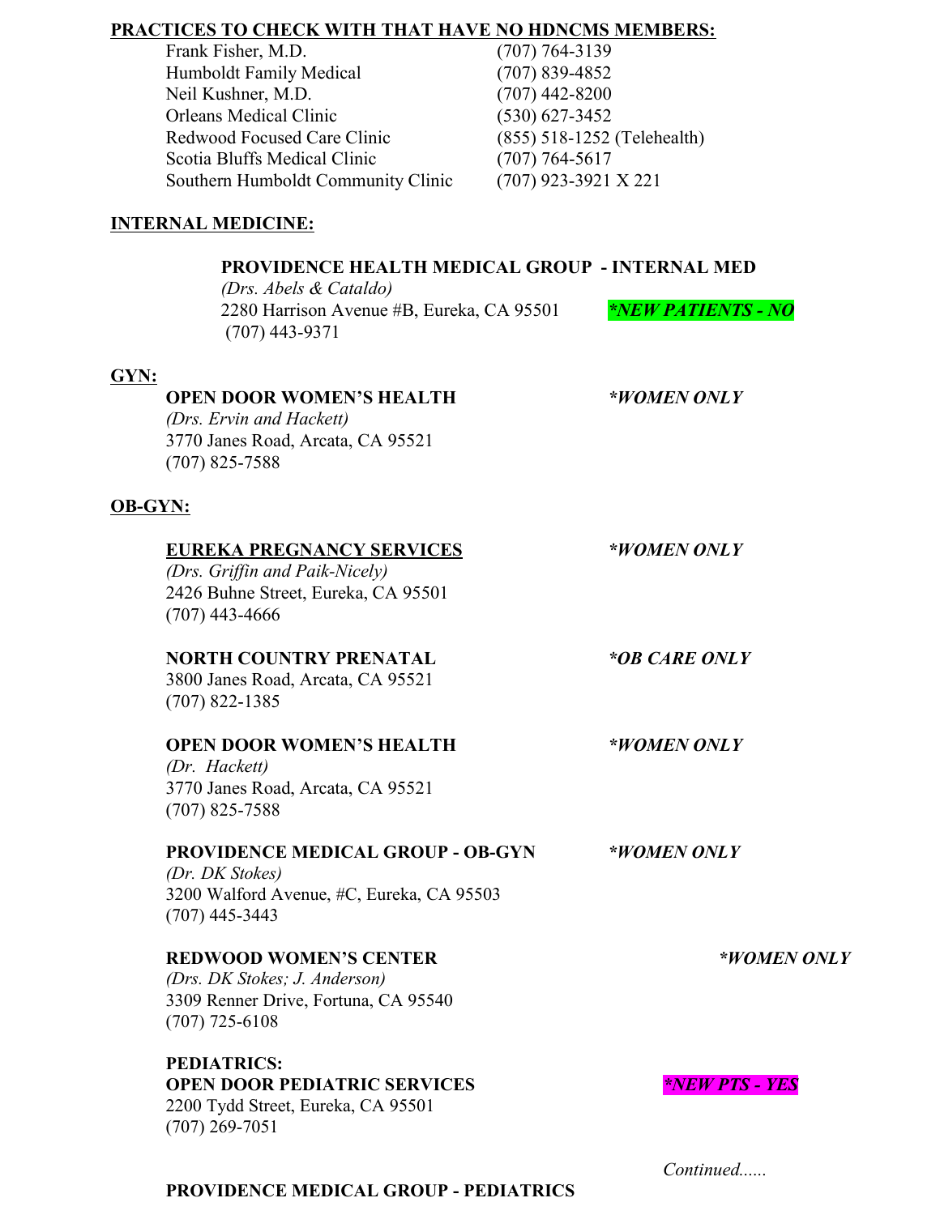**PRACTICES TO CHECK WITH THAT HAVE NO HDNCMS MEMBERS:**

| | |
|---|---|
| Frank Fisher, M.D. | (707) 764-3139 |
| Humboldt Family Medical | (707) 839-4852 |
| Neil Kushner, M.D. | (707) 442-8200 |
| Orleans Medical Clinic | (530) 627-3452 |
| Redwood Focused Care Clinic | (855) 518-1252 (Telehealth) |
| Scotia Bluffs Medical Clinic | (707) 764-5617 |
| Southern Humboldt Community Clinic | (707) 923-3921 X 221 |

**INTERNAL MEDICINE:**

**PROVIDENCE HEALTH MEDICAL GROUP - INTERNAL MED**
*(Drs. Abels & Cataldo)*
2280 Harrison Avenue #B, Eureka, CA 95501 ***NEW PATIENTS - NO***
(707) 443-9371

**GYN:**

**OPEN DOOR WOMEN'S HEALTH** ***WOMEN ONLY***
*(Drs. Ervin and Hackett)*
3770 Janes Road, Arcata, CA 95521
(707) 825-7588

**OB-GYN:**

**EUREKA PREGNANCY SERVICES** ***WOMEN ONLY***
*(Drs. Griffin and Paik-Nicely)*
2426 Buhne Street, Eureka, CA 95501
(707) 443-4666

**NORTH COUNTRY PRENATAL** ***OB CARE ONLY***
3800 Janes Road, Arcata, CA 95521
(707) 822-1385

**OPEN DOOR WOMEN'S HEALTH** ***WOMEN ONLY***
*(Dr. Hackett)*
3770 Janes Road, Arcata, CA 95521
(707) 825-7588

**PROVIDENCE MEDICAL GROUP - OB-GYN** ***WOMEN ONLY***
*(Dr. DK Stokes)*
3200 Walford Avenue, #C, Eureka, CA 95503
(707) 445-3443

**REDWOOD WOMEN'S CENTER** ***WOMEN ONLY***
*(Drs. DK Stokes; J. Anderson)*
3309 Renner Drive, Fortuna, CA 95540
(707) 725-6108

**PEDIATRICS:**

**OPEN DOOR PEDIATRIC SERVICES** ***NEW PTS - YES***
2200 Tydd Street, Eureka, CA 95501
(707) 269-7051

*Continued......*

**PROVIDENCE MEDICAL GROUP - PEDIATRICS**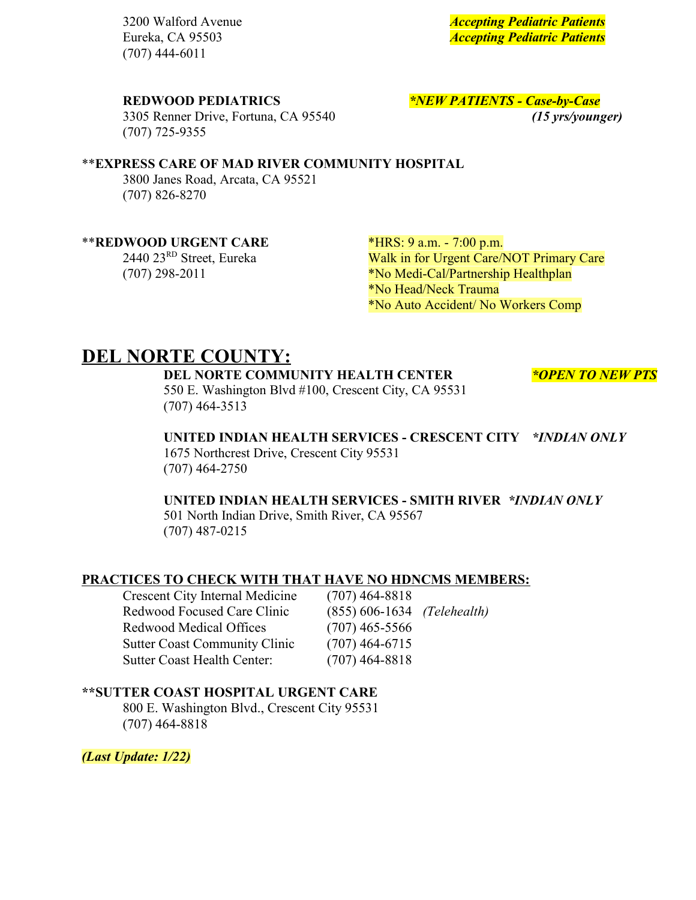3200 Walford Avenue  
Eureka, CA 95503  
(707) 444-6011

***Accepting Pediatric Patients***  
***Accepting Pediatric Patients***

**REDWOOD PEDIATRICS** ***\*NEW PATIENTS - Case-by-Case***  
3305 Renner Drive, Fortuna, CA 95540 ***(15 yrs/younger)***  
(707) 725-9355

**\*\*EXPRESS CARE OF MAD RIVER COMMUNITY HOSPITAL**  
3800 Janes Road, Arcata, CA 95521  
(707) 826-8270

**\*\*REDWOOD URGENT CARE**  
2440 23RD Street, Eureka  
(707) 298-2011

*HRS: 9 a.m. - 7:00 p.m.  
Walk in for Urgent Care/NOT Primary Care  
*No Medi-Cal/Partnership Healthplan  
*No Head/Neck Trauma  
*No Auto Accident/ No Workers Comp

## DEL NORTE COUNTY:

**DEL NORTE COMMUNITY HEALTH CENTER** ***\*OPEN TO NEW PTS***  
550 E. Washington Blvd #100, Crescent City, CA 95531  
(707) 464-3513

**UNITED INDIAN HEALTH SERVICES - CRESCENT CITY** ***\*INDIAN ONLY***  
1675 Northcrest Drive, Crescent City 95531  
(707) 464-2750

**UNITED INDIAN HEALTH SERVICES - SMITH RIVER** ***\*INDIAN ONLY***  
501 North Indian Drive, Smith River, CA 95567  
(707) 487-0215

**PRACTICES TO CHECK WITH THAT HAVE NO HDNCMS MEMBERS:**

| | | |
|---|---|---|
| Crescent City Internal Medicine | (707) 464-8818 | |
| Redwood Focused Care Clinic | (855) 606-1634 | *(Telehealth)* |
| Redwood Medical Offices | (707) 465-5566 | |
| Sutter Coast Community Clinic | (707) 464-6715 | |
| Sutter Coast Health Center: | (707) 464-8818 | |

**\*\*SUTTER COAST HOSPITAL URGENT CARE**  
800 E. Washington Blvd., Crescent City 95531  
(707) 464-8818

***(Last Update: 1/22)***